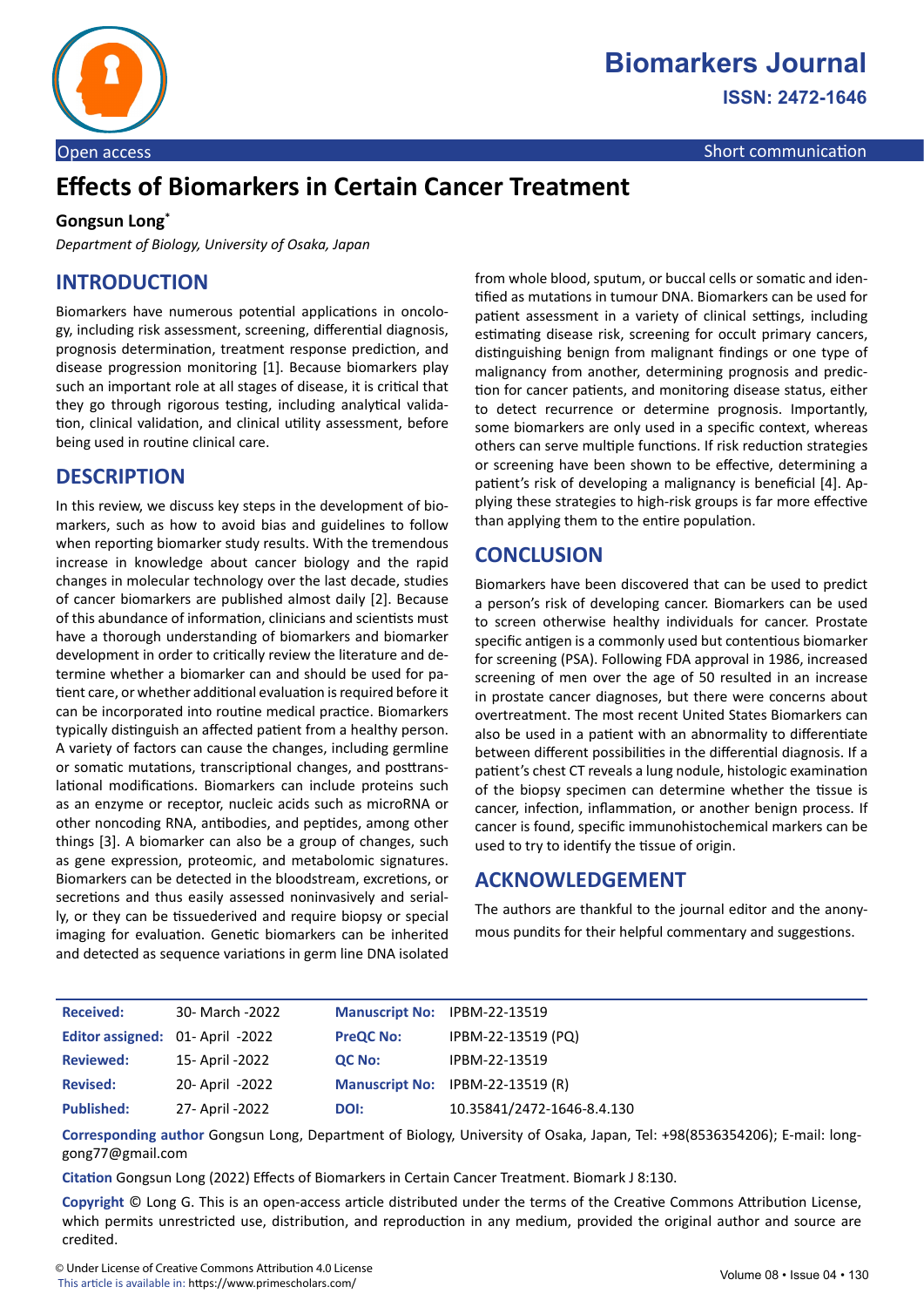# Effects of Biomarkers in Certain Cancer Treatment

**Gongsun Long***

*Department of Biology, University of Osaka, Japan*

## INTRODUCTION

Biomarkers have numerous potential applications in oncology, including risk assessment, screening, differential diagnosis, prognosis determination, treatment response prediction, and disease progression monitoring [1]. Because biomarkers play such an important role at all stages of disease, it is critical that they go through rigorous testing, including analytical validation, clinical validation, and clinical utility assessment, before being used in routine clinical care.

## DESCRIPTION

In this review, we discuss key steps in the development of biomarkers, such as how to avoid bias and guidelines to follow when reporting biomarker study results. With the tremendous increase in knowledge about cancer biology and the rapid changes in molecular technology over the last decade, studies of cancer biomarkers are published almost daily [2]. Because of this abundance of information, clinicians and scientists must have a thorough understanding of biomarkers and biomarker development in order to critically review the literature and determine whether a biomarker can and should be used for patient care, or whether additional evaluation is required before it can be incorporated into routine medical practice. Biomarkers typically distinguish an affected patient from a healthy person. A variety of factors can cause the changes, including germline or somatic mutations, transcriptional changes, and posttranslational modifications. Biomarkers can include proteins such as an enzyme or receptor, nucleic acids such as microRNA or other noncoding RNA, antibodies, and peptides, among other things [3]. A biomarker can also be a group of changes, such as gene expression, proteomic, and metabolomic signatures. Biomarkers can be detected in the bloodstream, excretions, or secretions and thus easily assessed noninvasively and serially, or they can be tissuederived and require biopsy or special imaging for evaluation. Genetic biomarkers can be inherited and detected as sequence variations in germ line DNA isolated from whole blood, sputum, or buccal cells or somatic and identified as mutations in tumour DNA. Biomarkers can be used for patient assessment in a variety of clinical settings, including estimating disease risk, screening for occult primary cancers, distinguishing benign from malignant findings or one type of malignancy from another, determining prognosis and prediction for cancer patients, and monitoring disease status, either to detect recurrence or determine prognosis. Importantly, some biomarkers are only used in a specific context, whereas others can serve multiple functions. If risk reduction strategies or screening have been shown to be effective, determining a patient's risk of developing a malignancy is beneficial [4]. Applying these strategies to high-risk groups is far more effective than applying them to the entire population.

## CONCLUSION

Biomarkers have been discovered that can be used to predict a person's risk of developing cancer. Biomarkers can be used to screen otherwise healthy individuals for cancer. Prostate specific antigen is a commonly used but contentious biomarker for screening (PSA). Following FDA approval in 1986, increased screening of men over the age of 50 resulted in an increase in prostate cancer diagnoses, but there were concerns about overtreatment. The most recent United States Biomarkers can also be used in a patient with an abnormality to differentiate between different possibilities in the differential diagnosis. If a patient's chest CT reveals a lung nodule, histologic examination of the biopsy specimen can determine whether the tissue is cancer, infection, inflammation, or another benign process. If cancer is found, specific immunohistochemical markers can be used to try to identify the tissue of origin.

## ACKNOWLEDGEMENT

The authors are thankful to the journal editor and the anonymous pundits for their helpful commentary and suggestions.

| | | | |
|---|---|---|---|
| **Received:** | 30- March -2022 | **Manuscript No:** | IPBM-22-13519 |
| **Editor assigned:** | 01- April -2022 | **PreQC No:** | IPBM-22-13519 (PQ) |
| **Reviewed:** | 15- April -2022 | **QC No:** | IPBM-22-13519 |
| **Revised:** | 20- April -2022 | **Manuscript No:** | IPBM-22-13519 (R) |
| **Published:** | 27- April -2022 | **DOI:** | 10.35841/2472-1646-8.4.130 |

**Corresponding author** Gongsun Long, Department of Biology, University of Osaka, Japan, Tel: +98(8536354206); E-mail: longgong77@gmail.com

**Citation** Gongsun Long (2022) Effects of Biomarkers in Certain Cancer Treatment. Biomark J 8:130.

**Copyright** © Long G. This is an open-access article distributed under the terms of the Creative Commons Attribution License, which permits unrestricted use, distribution, and reproduction in any medium, provided the original author and source are credited.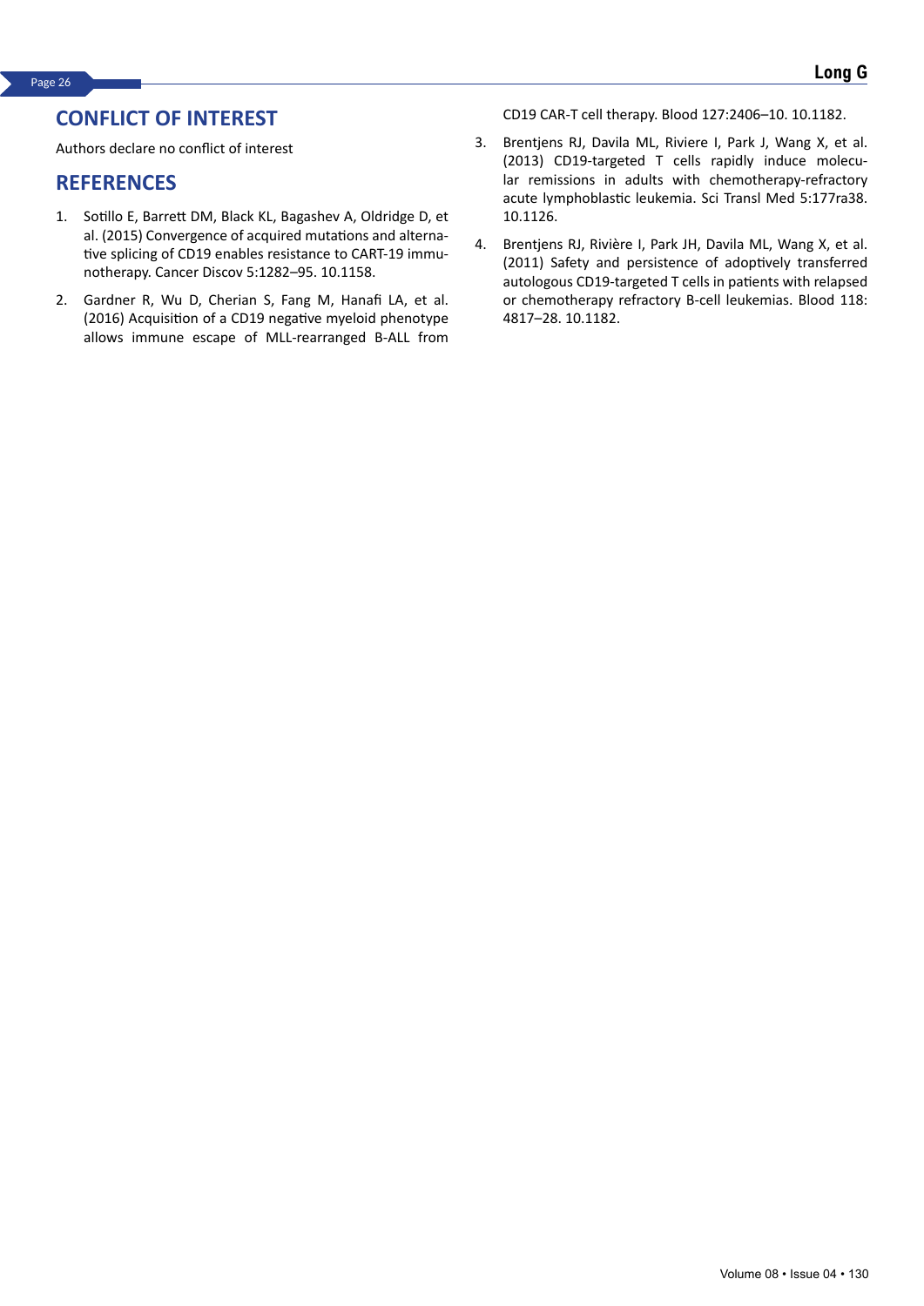## CONFLICT OF INTEREST

Authors declare no conflict of interest

## REFERENCES

1. Sotillo E, Barrett DM, Black KL, Bagashev A, Oldridge D, et al. (2015) Convergence of acquired mutations and alternative splicing of CD19 enables resistance to CART-19 immunotherapy. Cancer Discov 5:1282–95. 10.1158.
2. Gardner R, Wu D, Cherian S, Fang M, Hanafi LA, et al. (2016) Acquisition of a CD19 negative myeloid phenotype allows immune escape of MLL-rearranged B-ALL from CD19 CAR-T cell therapy. Blood 127:2406–10. 10.1182.
3. Brentjens RJ, Davila ML, Riviere I, Park J, Wang X, et al. (2013) CD19-targeted T cells rapidly induce molecular remissions in adults with chemotherapy-refractory acute lymphoblastic leukemia. Sci Transl Med 5:177ra38. 10.1126.
4. Brentjens RJ, Rivière I, Park JH, Davila ML, Wang X, et al. (2011) Safety and persistence of adoptively transferred autologous CD19-targeted T cells in patients with relapsed or chemotherapy refractory B-cell leukemias. Blood 118: 4817–28. 10.1182.